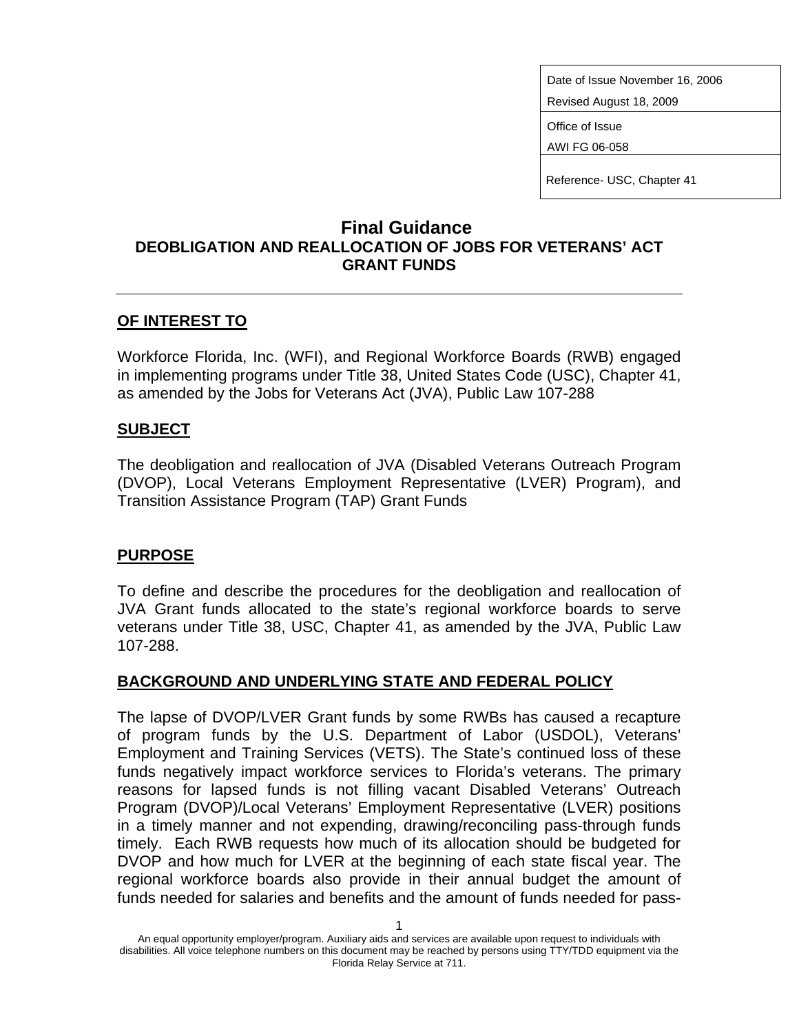| Date of Issue November 16, 2006 |
| --- |
| Revised August 18, 2009 |
| Office of Issue |
| AWI FG 06-058 |
| Reference- USC, Chapter 41 |

# Final Guidance

## DEOBLIGATION AND REALLOCATION OF JOBS FOR VETERANS' ACT GRANT FUNDS

---

### OF INTEREST TO

Workforce Florida, Inc. (WFI), and Regional Workforce Boards (RWB) engaged in implementing programs under Title 38, United States Code (USC), Chapter 41, as amended by the Jobs for Veterans Act (JVA), Public Law 107-288

### SUBJECT

The deobligation and reallocation of JVA (Disabled Veterans Outreach Program (DVOP), Local Veterans Employment Representative (LVER) Program), and Transition Assistance Program (TAP) Grant Funds

### PURPOSE

To define and describe the procedures for the deobligation and reallocation of JVA Grant funds allocated to the state's regional workforce boards to serve veterans under Title 38, USC, Chapter 41, as amended by the JVA, Public Law 107-288.

### BACKGROUND AND UNDERLYING STATE AND FEDERAL POLICY

The lapse of DVOP/LVER Grant funds by some RWBs has caused a recapture of program funds by the U.S. Department of Labor (USDOL), Veterans' Employment and Training Services (VETS). The State's continued loss of these funds negatively impact workforce services to Florida's veterans. The primary reasons for lapsed funds is not filling vacant Disabled Veterans' Outreach Program (DVOP)/Local Veterans' Employment Representative (LVER) positions in a timely manner and not expending, drawing/reconciling pass-through funds timely. Each RWB requests how much of its allocation should be budgeted for DVOP and how much for LVER at the beginning of each state fiscal year. The regional workforce boards also provide in their annual budget the amount of funds needed for salaries and benefits and the amount of funds needed for pass-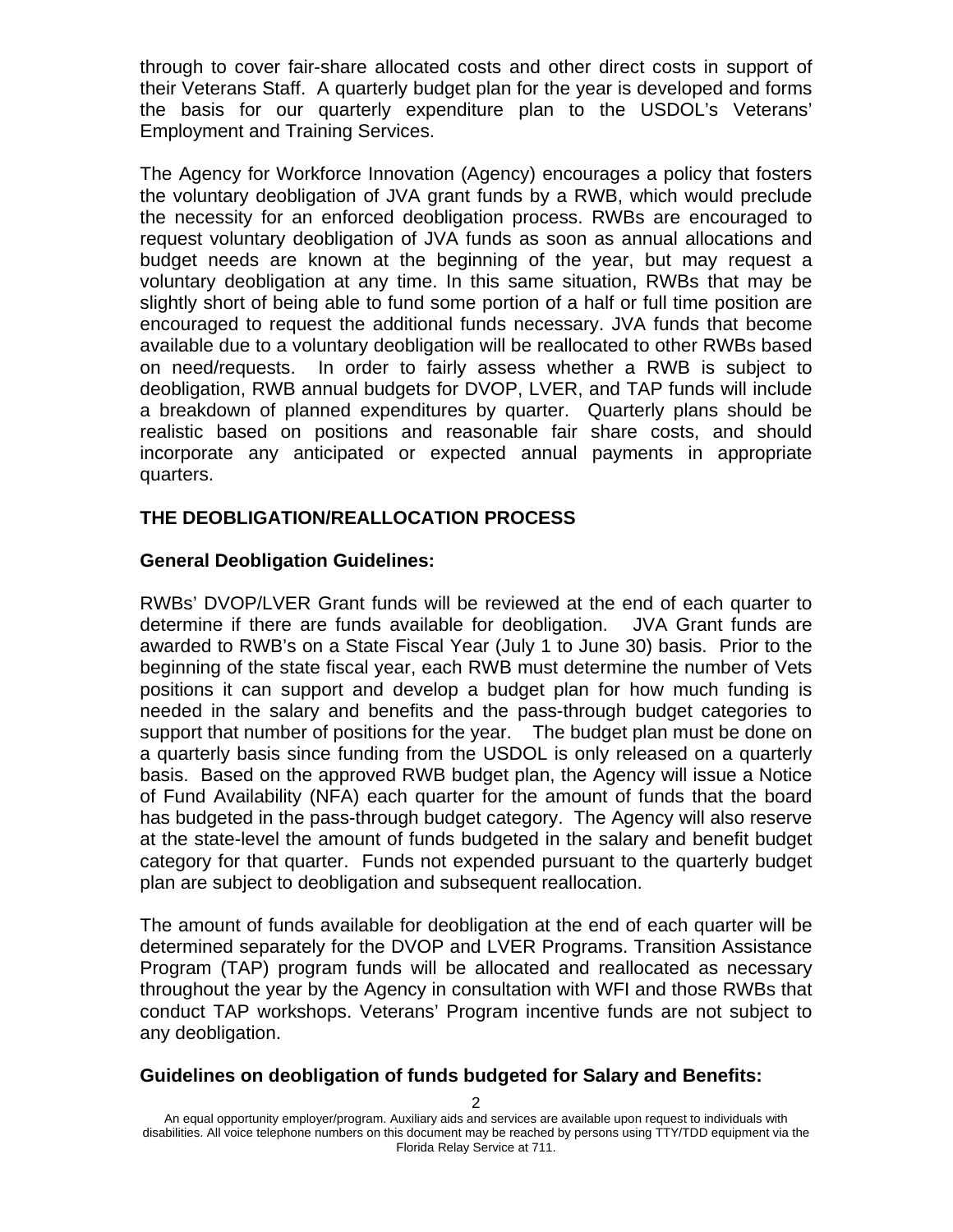through to cover fair-share allocated costs and other direct costs in support of their Veterans Staff. A quarterly budget plan for the year is developed and forms the basis for our quarterly expenditure plan to the USDOL's Veterans' Employment and Training Services.

The Agency for Workforce Innovation (Agency) encourages a policy that fosters the voluntary deobligation of JVA grant funds by a RWB, which would preclude the necessity for an enforced deobligation process. RWBs are encouraged to request voluntary deobligation of JVA funds as soon as annual allocations and budget needs are known at the beginning of the year, but may request a voluntary deobligation at any time. In this same situation, RWBs that may be slightly short of being able to fund some portion of a half or full time position are encouraged to request the additional funds necessary. JVA funds that become available due to a voluntary deobligation will be reallocated to other RWBs based on need/requests. In order to fairly assess whether a RWB is subject to deobligation, RWB annual budgets for DVOP, LVER, and TAP funds will include a breakdown of planned expenditures by quarter. Quarterly plans should be realistic based on positions and reasonable fair share costs, and should incorporate any anticipated or expected annual payments in appropriate quarters.

## THE DEOBLIGATION/REALLOCATION PROCESS

### General Deobligation Guidelines:

RWBs' DVOP/LVER Grant funds will be reviewed at the end of each quarter to determine if there are funds available for deobligation. JVA Grant funds are awarded to RWB's on a State Fiscal Year (July 1 to June 30) basis. Prior to the beginning of the state fiscal year, each RWB must determine the number of Vets positions it can support and develop a budget plan for how much funding is needed in the salary and benefits and the pass-through budget categories to support that number of positions for the year. The budget plan must be done on a quarterly basis since funding from the USDOL is only released on a quarterly basis. Based on the approved RWB budget plan, the Agency will issue a Notice of Fund Availability (NFA) each quarter for the amount of funds that the board has budgeted in the pass-through budget category. The Agency will also reserve at the state-level the amount of funds budgeted in the salary and benefit budget category for that quarter. Funds not expended pursuant to the quarterly budget plan are subject to deobligation and subsequent reallocation.

The amount of funds available for deobligation at the end of each quarter will be determined separately for the DVOP and LVER Programs. Transition Assistance Program (TAP) program funds will be allocated and reallocated as necessary throughout the year by the Agency in consultation with WFI and those RWBs that conduct TAP workshops. Veterans' Program incentive funds are not subject to any deobligation.

### Guidelines on deobligation of funds budgeted for Salary and Benefits: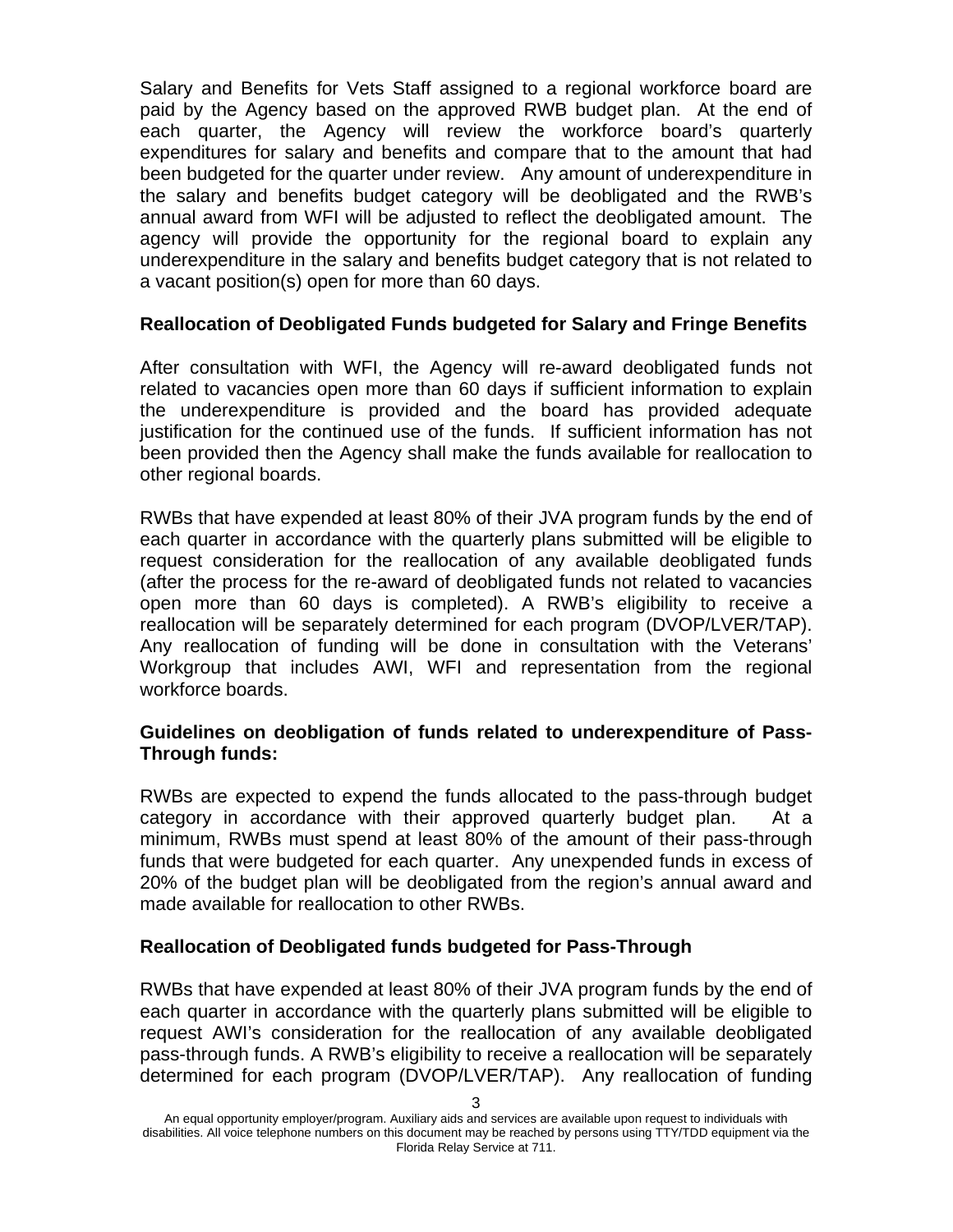Salary and Benefits for Vets Staff assigned to a regional workforce board are paid by the Agency based on the approved RWB budget plan. At the end of each quarter, the Agency will review the workforce board's quarterly expenditures for salary and benefits and compare that to the amount that had been budgeted for the quarter under review. Any amount of underexpenditure in the salary and benefits budget category will be deobligated and the RWB's annual award from WFI will be adjusted to reflect the deobligated amount. The agency will provide the opportunity for the regional board to explain any underexpenditure in the salary and benefits budget category that is not related to a vacant position(s) open for more than 60 days.

**Reallocation of Deobligated Funds budgeted for Salary and Fringe Benefits**

After consultation with WFI, the Agency will re-award deobligated funds not related to vacancies open more than 60 days if sufficient information to explain the underexpenditure is provided and the board has provided adequate justification for the continued use of the funds. If sufficient information has not been provided then the Agency shall make the funds available for reallocation to other regional boards.

RWBs that have expended at least 80% of their JVA program funds by the end of each quarter in accordance with the quarterly plans submitted will be eligible to request consideration for the reallocation of any available deobligated funds (after the process for the re-award of deobligated funds not related to vacancies open more than 60 days is completed). A RWB's eligibility to receive a reallocation will be separately determined for each program (DVOP/LVER/TAP). Any reallocation of funding will be done in consultation with the Veterans' Workgroup that includes AWI, WFI and representation from the regional workforce boards.

**Guidelines on deobligation of funds related to underexpenditure of Pass-Through funds:**

RWBs are expected to expend the funds allocated to the pass-through budget category in accordance with their approved quarterly budget plan. At a minimum, RWBs must spend at least 80% of the amount of their pass-through funds that were budgeted for each quarter. Any unexpended funds in excess of 20% of the budget plan will be deobligated from the region's annual award and made available for reallocation to other RWBs.

**Reallocation of Deobligated funds budgeted for Pass-Through**

RWBs that have expended at least 80% of their JVA program funds by the end of each quarter in accordance with the quarterly plans submitted will be eligible to request AWI's consideration for the reallocation of any available deobligated pass-through funds. A RWB's eligibility to receive a reallocation will be separately determined for each program (DVOP/LVER/TAP). Any reallocation of funding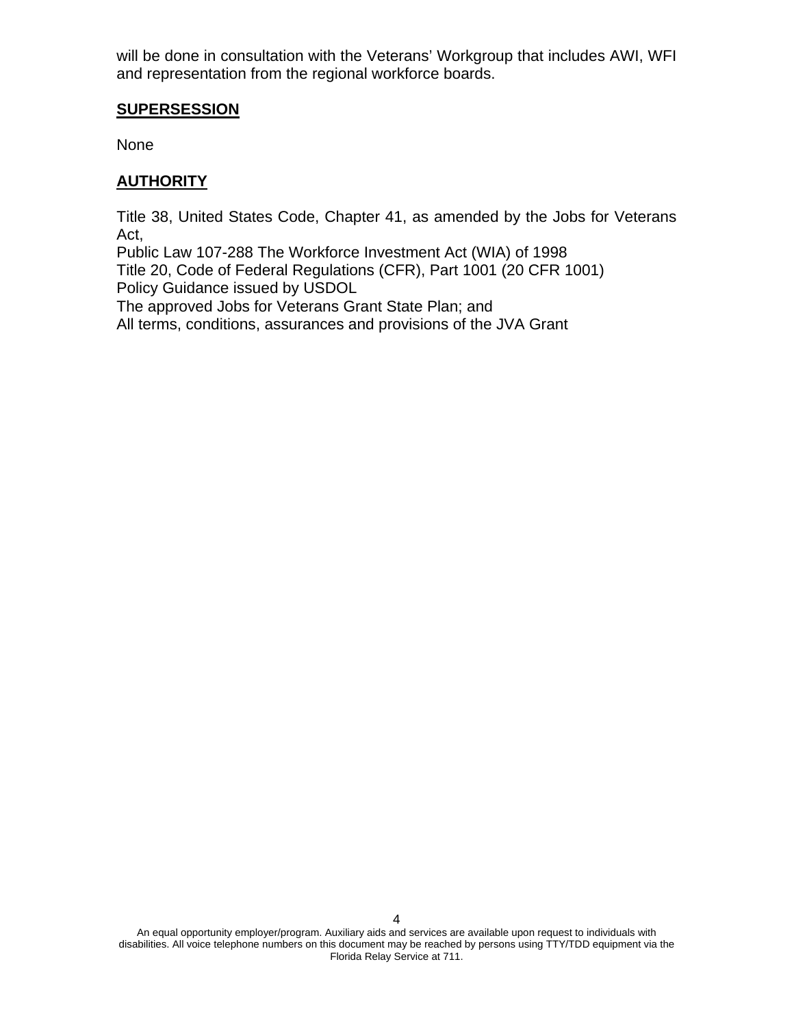will be done in consultation with the Veterans' Workgroup that includes AWI, WFI and representation from the regional workforce boards.

## SUPERSESSION

None

## AUTHORITY

Title 38, United States Code, Chapter 41, as amended by the Jobs for Veterans Act,
Public Law 107-288 The Workforce Investment Act (WIA) of 1998
Title 20, Code of Federal Regulations (CFR), Part 1001 (20 CFR 1001)
Policy Guidance issued by USDOL
The approved Jobs for Veterans Grant State Plan; and
All terms, conditions, assurances and provisions of the JVA Grant

An equal opportunity employer/program. Auxiliary aids and services are available upon request to individuals with disabilities. All voice telephone numbers on this document may be reached by persons using TTY/TDD equipment via the Florida Relay Service at 711.